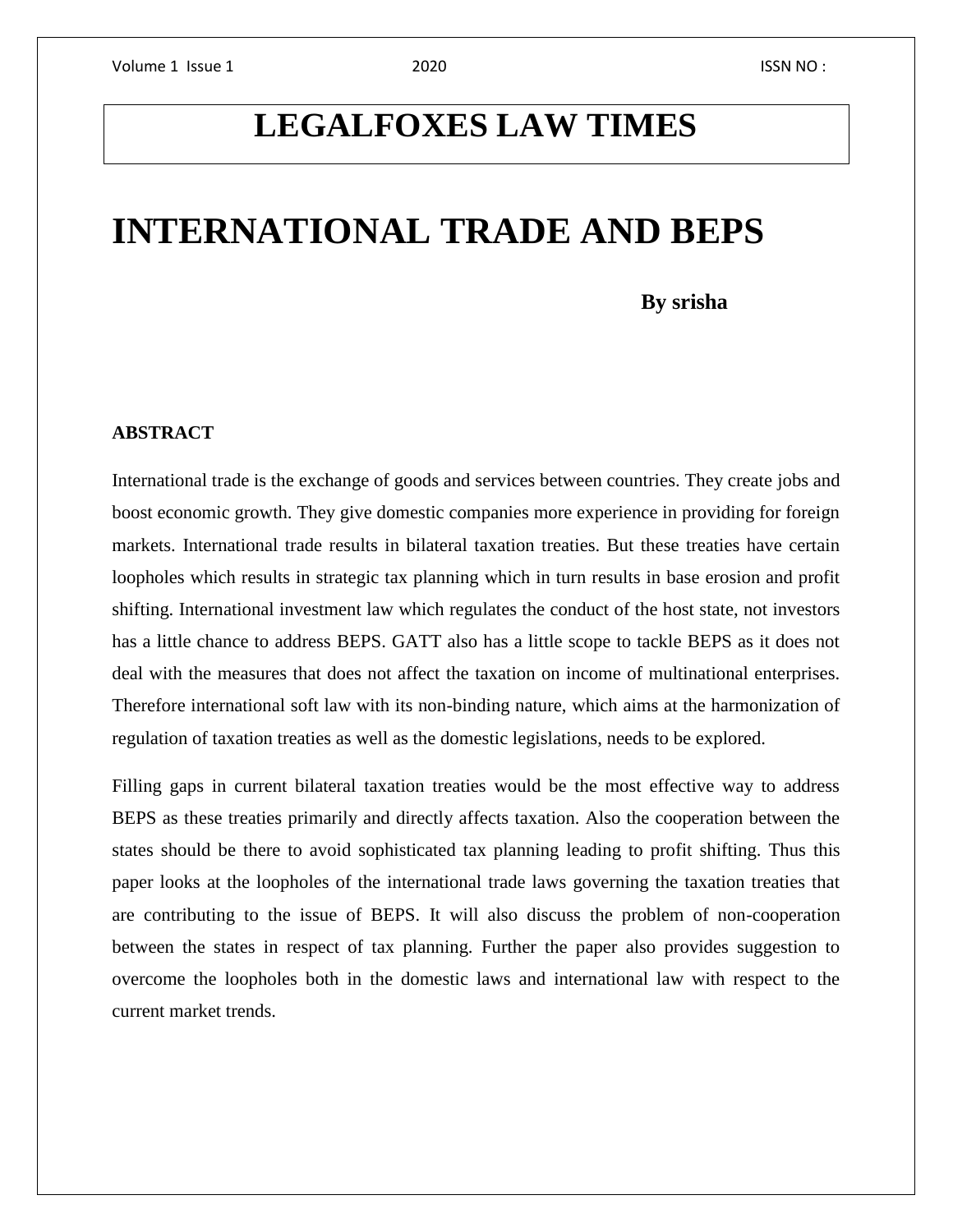# LEGALFOXES LAW TIMES

# INTERNATIONAL TRADE AND BEPS

**By srisha**

**ABSTRACT**

International trade is the exchange of goods and services between countries. They create jobs and boost economic growth. They give domestic companies more experience in providing for foreign markets. International trade results in bilateral taxation treaties. But these treaties have certain loopholes which results in strategic tax planning which in turn results in base erosion and profit shifting. International investment law which regulates the conduct of the host state, not investors has a little chance to address BEPS. GATT also has a little scope to tackle BEPS as it does not deal with the measures that does not affect the taxation on income of multinational enterprises. Therefore international soft law with its non-binding nature, which aims at the harmonization of regulation of taxation treaties as well as the domestic legislations, needs to be explored.

Filling gaps in current bilateral taxation treaties would be the most effective way to address BEPS as these treaties primarily and directly affects taxation. Also the cooperation between the states should be there to avoid sophisticated tax planning leading to profit shifting. Thus this paper looks at the loopholes of the international trade laws governing the taxation treaties that are contributing to the issue of BEPS. It will also discuss the problem of non-cooperation between the states in respect of tax planning. Further the paper also provides suggestion to overcome the loopholes both in the domestic laws and international law with respect to the current market trends.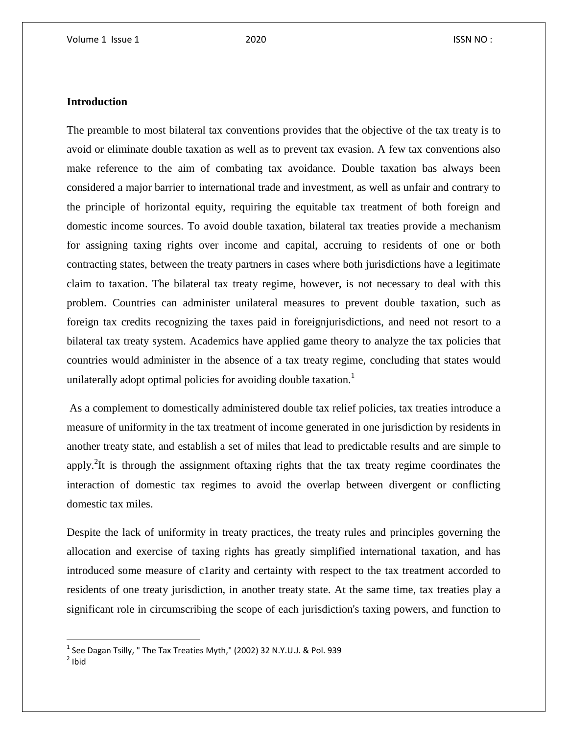## Introduction

The preamble to most bilateral tax conventions provides that the objective of the tax treaty is to avoid or eliminate double taxation as well as to prevent tax evasion. A few tax conventions also make reference to the aim of combating tax avoidance. Double taxation bas always been considered a major barrier to international trade and investment, as well as unfair and contrary to the principle of horizontal equity, requiring the equitable tax treatment of both foreign and domestic income sources. To avoid double taxation, bilateral tax treaties provide a mechanism for assigning taxing rights over income and capital, accruing to residents of one or both contracting states, between the treaty partners in cases where both jurisdictions have a legitimate claim to taxation. The bilateral tax treaty regime, however, is not necessary to deal with this problem. Countries can administer unilateral measures to prevent double taxation, such as foreign tax credits recognizing the taxes paid in foreignjurisdictions, and need not resort to a bilateral tax treaty system. Academics have applied game theory to analyze the tax policies that countries would administer in the absence of a tax treaty regime, concluding that states would unilaterally adopt optimal policies for avoiding double taxation.[1]

As a complement to domestically administered double tax relief policies, tax treaties introduce a measure of uniformity in the tax treatment of income generated in one jurisdiction by residents in another treaty state, and establish a set of miles that lead to predictable results and are simple to apply.[2]It is through the assignment oftaxing rights that the tax treaty regime coordinates the interaction of domestic tax regimes to avoid the overlap between divergent or conflicting domestic tax miles.

Despite the lack of uniformity in treaty practices, the treaty rules and principles governing the allocation and exercise of taxing rights has greatly simplified international taxation, and has introduced some measure of c1arity and certainty with respect to the tax treatment accorded to residents of one treaty jurisdiction, in another treaty state. At the same time, tax treaties play a significant role in circumscribing the scope of each jurisdiction's taxing powers, and function to

---

[1] See Dagan Tsilly, " The Tax Treaties Myth," (2002) 32 N.Y.U.J. & Pol. 939

[2] Ibid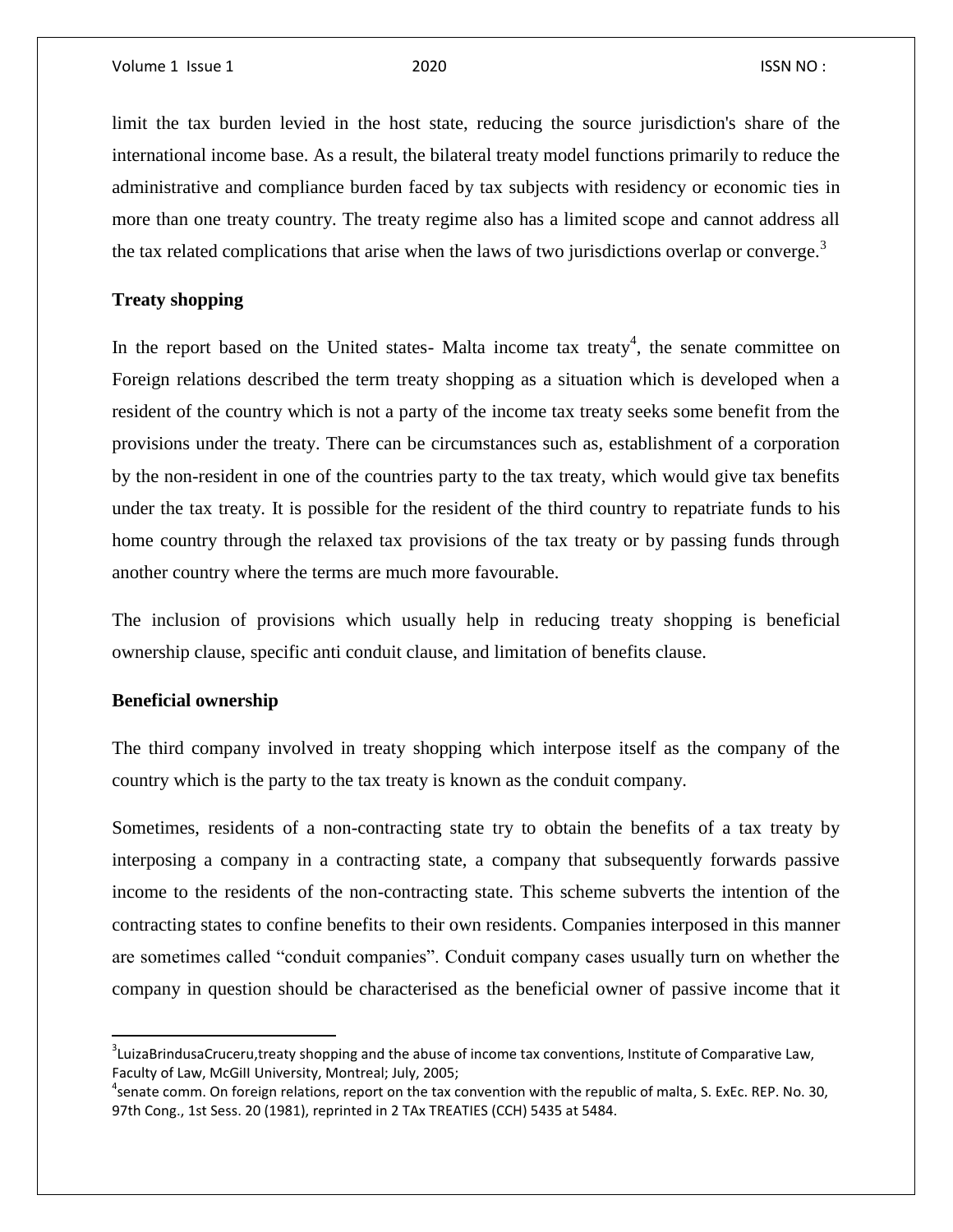limit the tax burden levied in the host state, reducing the source jurisdiction's share of the international income base. As a result, the bilateral treaty model functions primarily to reduce the administrative and compliance burden faced by tax subjects with residency or economic ties in more than one treaty country. The treaty regime also has a limited scope and cannot address all the tax related complications that arise when the laws of two jurisdictions overlap or converge.[3]

**Treaty shopping**

In the report based on the United states- Malta income tax treaty[4], the senate committee on Foreign relations described the term treaty shopping as a situation which is developed when a resident of the country which is not a party of the income tax treaty seeks some benefit from the provisions under the treaty. There can be circumstances such as, establishment of a corporation by the non-resident in one of the countries party to the tax treaty, which would give tax benefits under the tax treaty. It is possible for the resident of the third country to repatriate funds to his home country through the relaxed tax provisions of the tax treaty or by passing funds through another country where the terms are much more favourable.

The inclusion of provisions which usually help in reducing treaty shopping is beneficial ownership clause, specific anti conduit clause, and limitation of benefits clause.

**Beneficial ownership**

The third company involved in treaty shopping which interpose itself as the company of the country which is the party to the tax treaty is known as the conduit company.

Sometimes, residents of a non-contracting state try to obtain the benefits of a tax treaty by interposing a company in a contracting state, a company that subsequently forwards passive income to the residents of the non-contracting state. This scheme subverts the intention of the contracting states to confine benefits to their own residents. Companies interposed in this manner are sometimes called "conduit companies". Conduit company cases usually turn on whether the company in question should be characterised as the beneficial owner of passive income that it

---

[3]LuizaBrindusaCruceru,treaty shopping and the abuse of income tax conventions, Institute of Comparative Law, Faculty of Law, McGill University, Montreal; July, 2005;

[4]senate comm. On foreign relations, report on the tax convention with the republic of malta, S. ExEc. REP. No. 30, 97th Cong., 1st Sess. 20 (1981), reprinted in 2 TAx TREATIES (CCH) 5435 at 5484.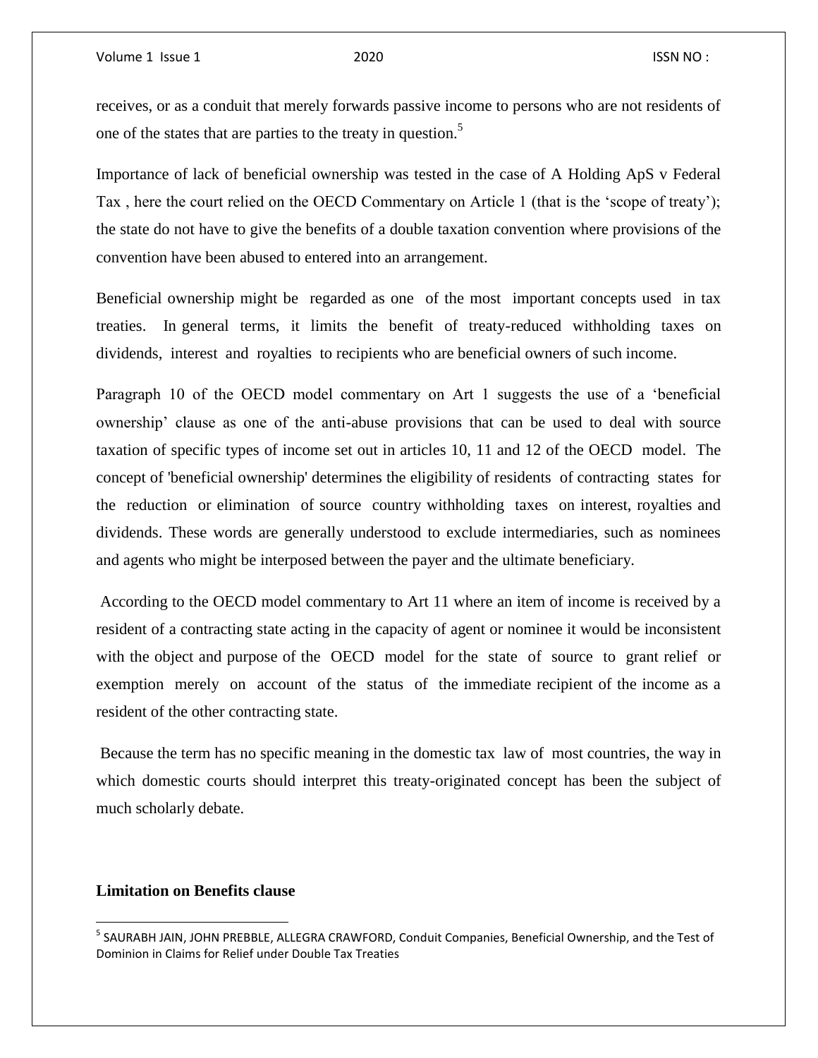receives, or as a conduit that merely forwards passive income to persons who are not residents of one of the states that are parties to the treaty in question.[5]

Importance of lack of beneficial ownership was tested in the case of A Holding ApS v Federal Tax , here the court relied on the OECD Commentary on Article 1 (that is the 'scope of treaty'); the state do not have to give the benefits of a double taxation convention where provisions of the convention have been abused to entered into an arrangement.

Beneficial ownership might be regarded as one of the most important concepts used in tax treaties. In general terms, it limits the benefit of treaty-reduced withholding taxes on dividends, interest and royalties to recipients who are beneficial owners of such income.

Paragraph 10 of the OECD model commentary on Art 1 suggests the use of a 'beneficial ownership' clause as one of the anti-abuse provisions that can be used to deal with source taxation of specific types of income set out in articles 10, 11 and 12 of the OECD model. The concept of 'beneficial ownership' determines the eligibility of residents of contracting states for the reduction or elimination of source country withholding taxes on interest, royalties and dividends. These words are generally understood to exclude intermediaries, such as nominees and agents who might be interposed between the payer and the ultimate beneficiary.

According to the OECD model commentary to Art 11 where an item of income is received by a resident of a contracting state acting in the capacity of agent or nominee it would be inconsistent with the object and purpose of the OECD model for the state of source to grant relief or exemption merely on account of the status of the immediate recipient of the income as a resident of the other contracting state.

Because the term has no specific meaning in the domestic tax law of most countries, the way in which domestic courts should interpret this treaty-originated concept has been the subject of much scholarly debate.

**Limitation on Benefits clause**

[5] SAURABH JAIN, JOHN PREBBLE, ALLEGRA CRAWFORD, Conduit Companies, Beneficial Ownership, and the Test of Dominion in Claims for Relief under Double Tax Treaties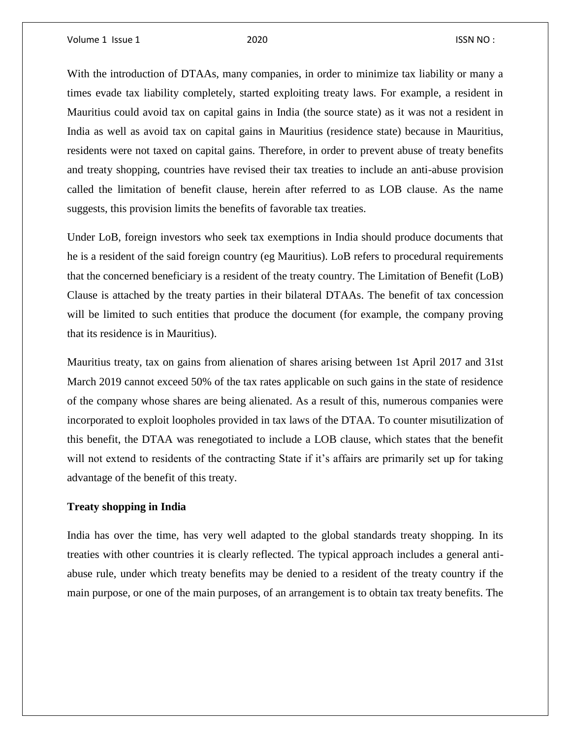With the introduction of DTAAs, many companies, in order to minimize tax liability or many a times evade tax liability completely, started exploiting treaty laws. For example, a resident in Mauritius could avoid tax on capital gains in India (the source state) as it was not a resident in India as well as avoid tax on capital gains in Mauritius (residence state) because in Mauritius, residents were not taxed on capital gains. Therefore, in order to prevent abuse of treaty benefits and treaty shopping, countries have revised their tax treaties to include an anti-abuse provision called the limitation of benefit clause, herein after referred to as LOB clause. As the name suggests, this provision limits the benefits of favorable tax treaties.

Under LoB, foreign investors who seek tax exemptions in India should produce documents that he is a resident of the said foreign country (eg Mauritius). LoB refers to procedural requirements that the concerned beneficiary is a resident of the treaty country. The Limitation of Benefit (LoB) Clause is attached by the treaty parties in their bilateral DTAAs. The benefit of tax concession will be limited to such entities that produce the document (for example, the company proving that its residence is in Mauritius).

Mauritius treaty, tax on gains from alienation of shares arising between 1st April 2017 and 31st March 2019 cannot exceed 50% of the tax rates applicable on such gains in the state of residence of the company whose shares are being alienated. As a result of this, numerous companies were incorporated to exploit loopholes provided in tax laws of the DTAA. To counter misutilization of this benefit, the DTAA was renegotiated to include a LOB clause, which states that the benefit will not extend to residents of the contracting State if it's affairs are primarily set up for taking advantage of the benefit of this treaty.

**Treaty shopping in India**

India has over the time, has very well adapted to the global standards treaty shopping. In its treaties with other countries it is clearly reflected. The typical approach includes a general anti-abuse rule, under which treaty benefits may be denied to a resident of the treaty country if the main purpose, or one of the main purposes, of an arrangement is to obtain tax treaty benefits. The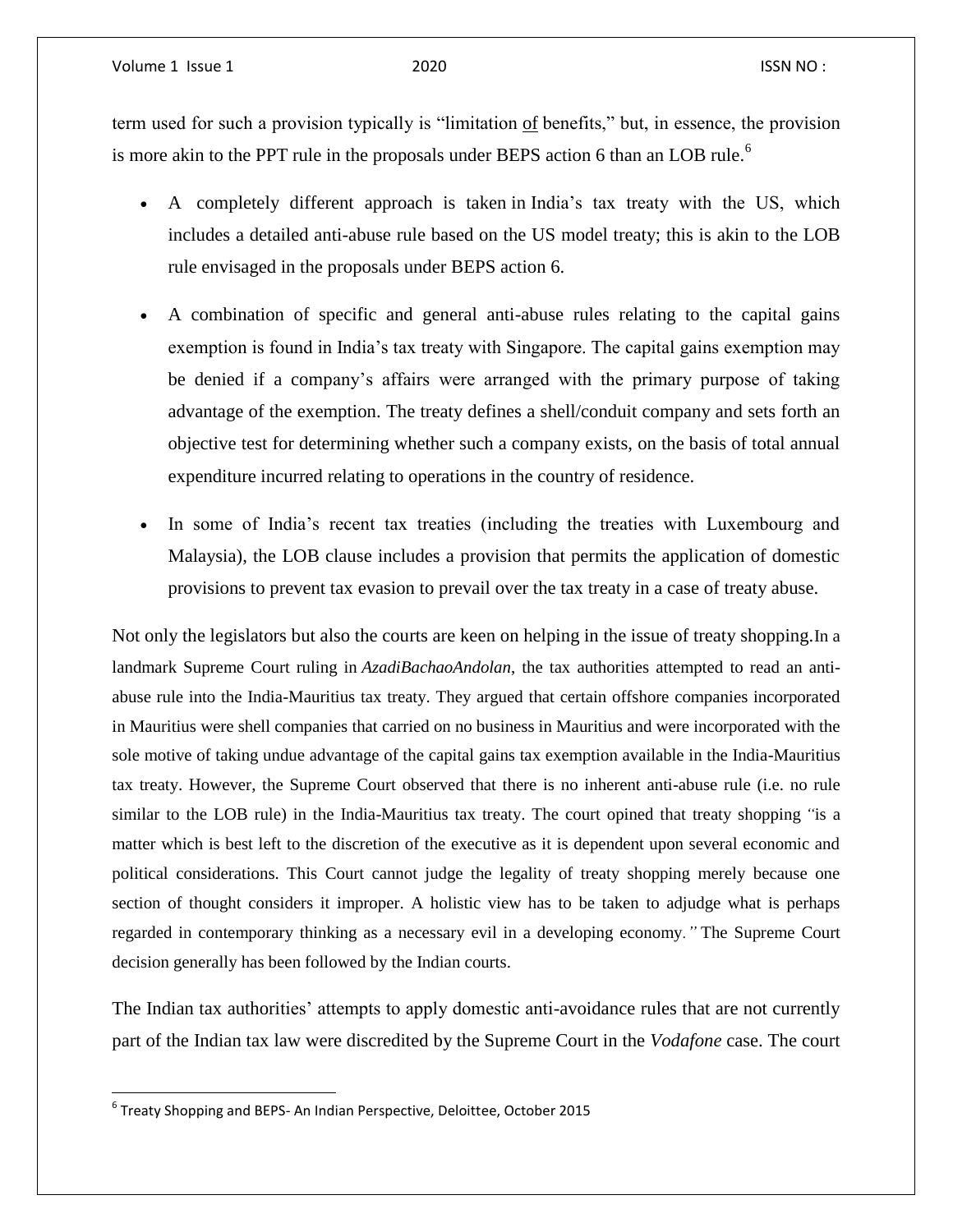term used for such a provision typically is “limitation of benefits,” but, in essence, the provision is more akin to the PPT rule in the proposals under BEPS action 6 than an LOB rule.[6]

- A completely different approach is taken in India’s tax treaty with the US, which includes a detailed anti-abuse rule based on the US model treaty; this is akin to the LOB rule envisaged in the proposals under BEPS action 6.
- A combination of specific and general anti-abuse rules relating to the capital gains exemption is found in India’s tax treaty with Singapore. The capital gains exemption may be denied if a company’s affairs were arranged with the primary purpose of taking advantage of the exemption. The treaty defines a shell/conduit company and sets forth an objective test for determining whether such a company exists, on the basis of total annual expenditure incurred relating to operations in the country of residence.
- In some of India’s recent tax treaties (including the treaties with Luxembourg and Malaysia), the LOB clause includes a provision that permits the application of domestic provisions to prevent tax evasion to prevail over the tax treaty in a case of treaty abuse.

Not only the legislators but also the courts are keen on helping in the issue of treaty shopping.In a landmark Supreme Court ruling in *AzadiBachaoAndolan*, the tax authorities attempted to read an anti-abuse rule into the India-Mauritius tax treaty. They argued that certain offshore companies incorporated in Mauritius were shell companies that carried on no business in Mauritius and were incorporated with the sole motive of taking undue advantage of the capital gains tax exemption available in the India-Mauritius tax treaty. However, the Supreme Court observed that there is no inherent anti-abuse rule (i.e. no rule similar to the LOB rule) in the India-Mauritius tax treaty. The court opined that treaty shopping *“*is a matter which is best left to the discretion of the executive as it is dependent upon several economic and political considerations. This Court cannot judge the legality of treaty shopping merely because one section of thought considers it improper. A holistic view has to be taken to adjudge what is perhaps regarded in contemporary thinking as a necessary evil in a developing economy.*”* The Supreme Court decision generally has been followed by the Indian courts.

The Indian tax authorities’ attempts to apply domestic anti-avoidance rules that are not currently part of the Indian tax law were discredited by the Supreme Court in the *Vodafone* case. The court

[6] Treaty Shopping and BEPS- An Indian Perspective, Deloittee, October 2015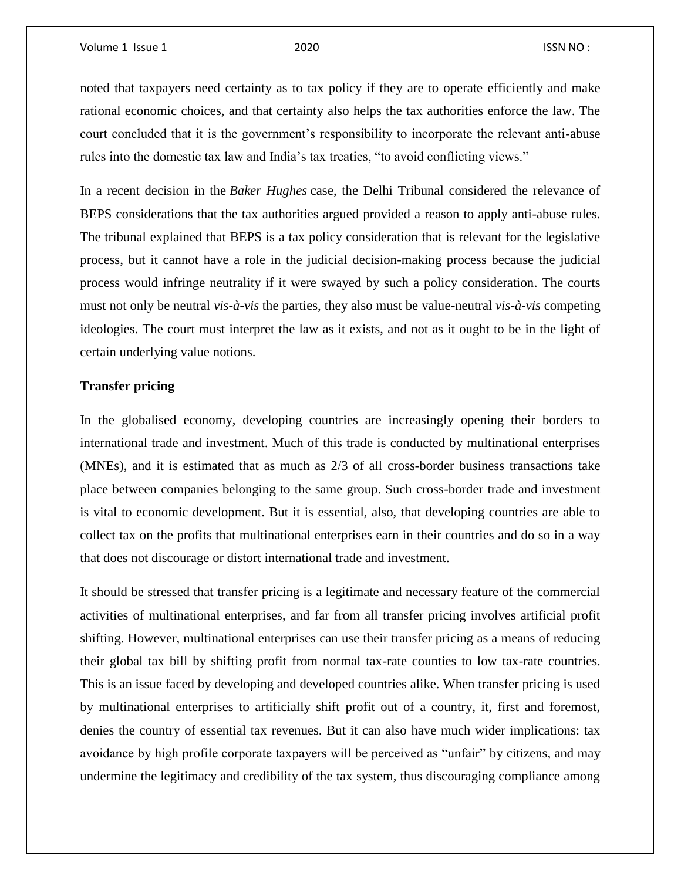noted that taxpayers need certainty as to tax policy if they are to operate efficiently and make rational economic choices, and that certainty also helps the tax authorities enforce the law. The court concluded that it is the government's responsibility to incorporate the relevant anti-abuse rules into the domestic tax law and India's tax treaties, "to avoid conflicting views."

In a recent decision in the *Baker Hughes* case, the Delhi Tribunal considered the relevance of BEPS considerations that the tax authorities argued provided a reason to apply anti-abuse rules. The tribunal explained that BEPS is a tax policy consideration that is relevant for the legislative process, but it cannot have a role in the judicial decision-making process because the judicial process would infringe neutrality if it were swayed by such a policy consideration. The courts must not only be neutral *vis-à-vis* the parties, they also must be value-neutral *vis-à-vis* competing ideologies. The court must interpret the law as it exists, and not as it ought to be in the light of certain underlying value notions.

**Transfer pricing**

In the globalised economy, developing countries are increasingly opening their borders to international trade and investment. Much of this trade is conducted by multinational enterprises (MNEs), and it is estimated that as much as 2/3 of all cross-border business transactions take place between companies belonging to the same group. Such cross-border trade and investment is vital to economic development. But it is essential, also, that developing countries are able to collect tax on the profits that multinational enterprises earn in their countries and do so in a way that does not discourage or distort international trade and investment.

It should be stressed that transfer pricing is a legitimate and necessary feature of the commercial activities of multinational enterprises, and far from all transfer pricing involves artificial profit shifting. However, multinational enterprises can use their transfer pricing as a means of reducing their global tax bill by shifting profit from normal tax-rate counties to low tax-rate countries. This is an issue faced by developing and developed countries alike. When transfer pricing is used by multinational enterprises to artificially shift profit out of a country, it, first and foremost, denies the country of essential tax revenues. But it can also have much wider implications: tax avoidance by high profile corporate taxpayers will be perceived as "unfair" by citizens, and may undermine the legitimacy and credibility of the tax system, thus discouraging compliance among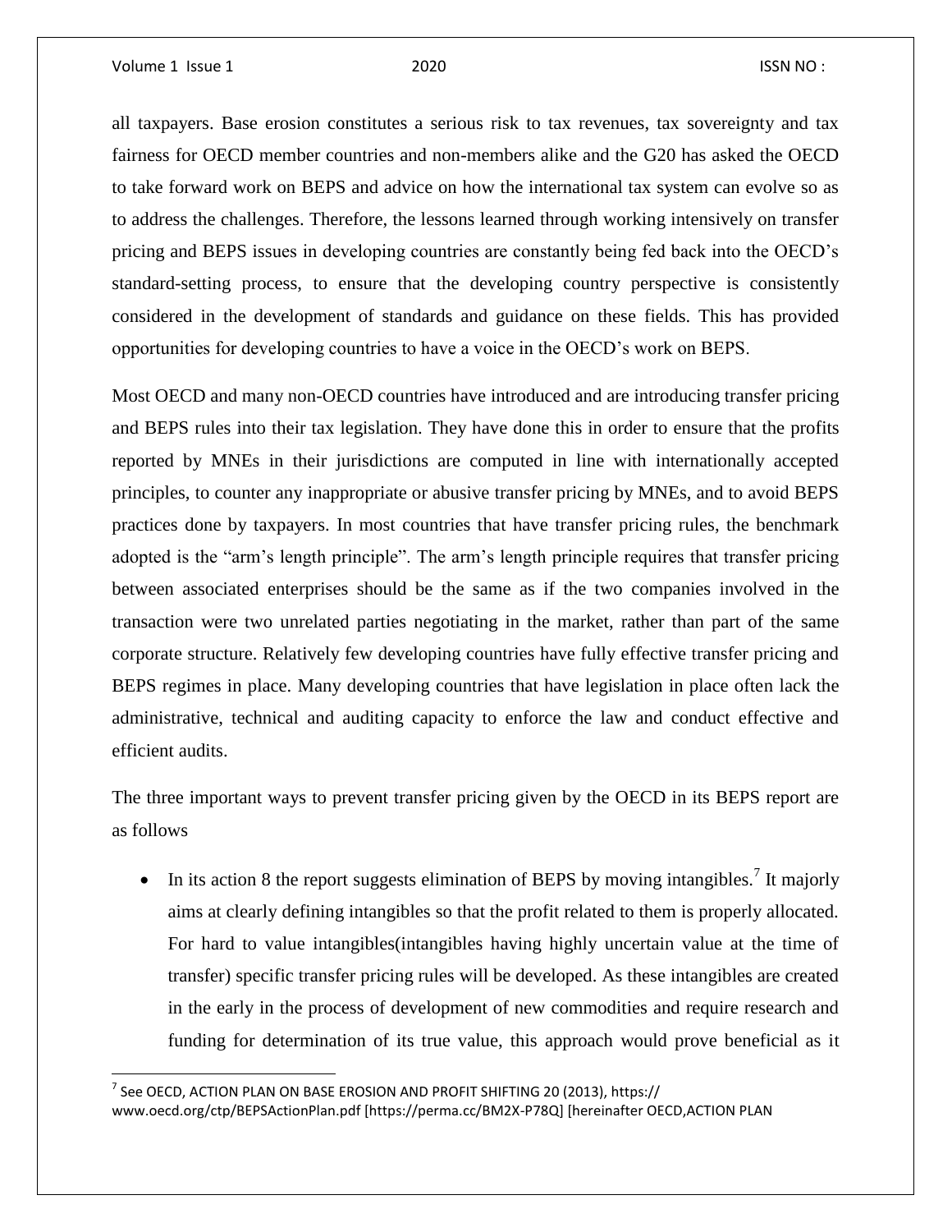all taxpayers. Base erosion constitutes a serious risk to tax revenues, tax sovereignty and tax fairness for OECD member countries and non-members alike and the G20 has asked the OECD to take forward work on BEPS and advice on how the international tax system can evolve so as to address the challenges. Therefore, the lessons learned through working intensively on transfer pricing and BEPS issues in developing countries are constantly being fed back into the OECD's standard-setting process, to ensure that the developing country perspective is consistently considered in the development of standards and guidance on these fields. This has provided opportunities for developing countries to have a voice in the OECD's work on BEPS.

Most OECD and many non-OECD countries have introduced and are introducing transfer pricing and BEPS rules into their tax legislation. They have done this in order to ensure that the profits reported by MNEs in their jurisdictions are computed in line with internationally accepted principles, to counter any inappropriate or abusive transfer pricing by MNEs, and to avoid BEPS practices done by taxpayers. In most countries that have transfer pricing rules, the benchmark adopted is the "arm's length principle". The arm's length principle requires that transfer pricing between associated enterprises should be the same as if the two companies involved in the transaction were two unrelated parties negotiating in the market, rather than part of the same corporate structure. Relatively few developing countries have fully effective transfer pricing and BEPS regimes in place. Many developing countries that have legislation in place often lack the administrative, technical and auditing capacity to enforce the law and conduct effective and efficient audits.

The three important ways to prevent transfer pricing given by the OECD in its BEPS report are as follows

- In its action 8 the report suggests elimination of BEPS by moving intangibles.[7] It majorly aims at clearly defining intangibles so that the profit related to them is properly allocated. For hard to value intangibles(intangibles having highly uncertain value at the time of transfer) specific transfer pricing rules will be developed. As these intangibles are created in the early in the process of development of new commodities and require research and funding for determination of its true value, this approach would prove beneficial as it

[7] See OECD, ACTION PLAN ON BASE EROSION AND PROFIT SHIFTING 20 (2013), https:// www.oecd.org/ctp/BEPSActionPlan.pdf [https://perma.cc/BM2X-P78Q] [hereinafter OECD,ACTION PLAN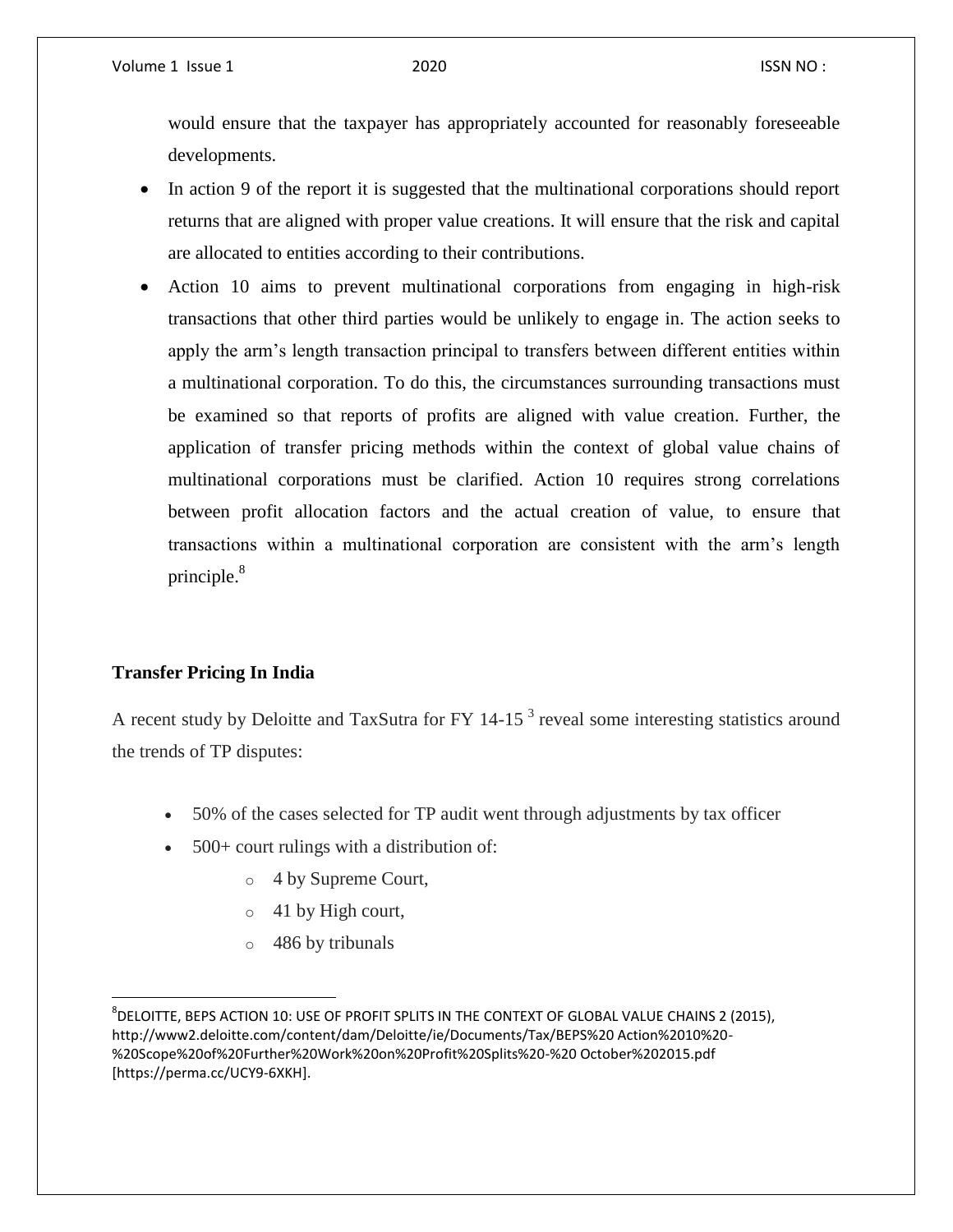would ensure that the taxpayer has appropriately accounted for reasonably foreseeable developments.

- In action 9 of the report it is suggested that the multinational corporations should report returns that are aligned with proper value creations. It will ensure that the risk and capital are allocated to entities according to their contributions.
- Action 10 aims to prevent multinational corporations from engaging in high-risk transactions that other third parties would be unlikely to engage in. The action seeks to apply the arm's length transaction principal to transfers between different entities within a multinational corporation. To do this, the circumstances surrounding transactions must be examined so that reports of profits are aligned with value creation. Further, the application of transfer pricing methods within the context of global value chains of multinational corporations must be clarified. Action 10 requires strong correlations between profit allocation factors and the actual creation of value, to ensure that transactions within a multinational corporation are consistent with the arm's length principle.[8]

## Transfer Pricing In India

A recent study by Deloitte and TaxSutra for FY 14-15 [3] reveal some interesting statistics around the trends of TP disputes:

- 50% of the cases selected for TP audit went through adjustments by tax officer
- 500+ court rulings with a distribution of:
  - 4 by Supreme Court,
  - 41 by High court,
  - 486 by tribunals

[8]DELOITTE, BEPS ACTION 10: USE OF PROFIT SPLITS IN THE CONTEXT OF GLOBAL VALUE CHAINS 2 (2015), http://www2.deloitte.com/content/dam/Deloitte/ie/Documents/Tax/BEPS%20 Action%2010%20-%20Scope%20of%20Further%20Work%20on%20Profit%20Splits%20-%20 October%202015.pdf [https://perma.cc/UCY9-6XKH].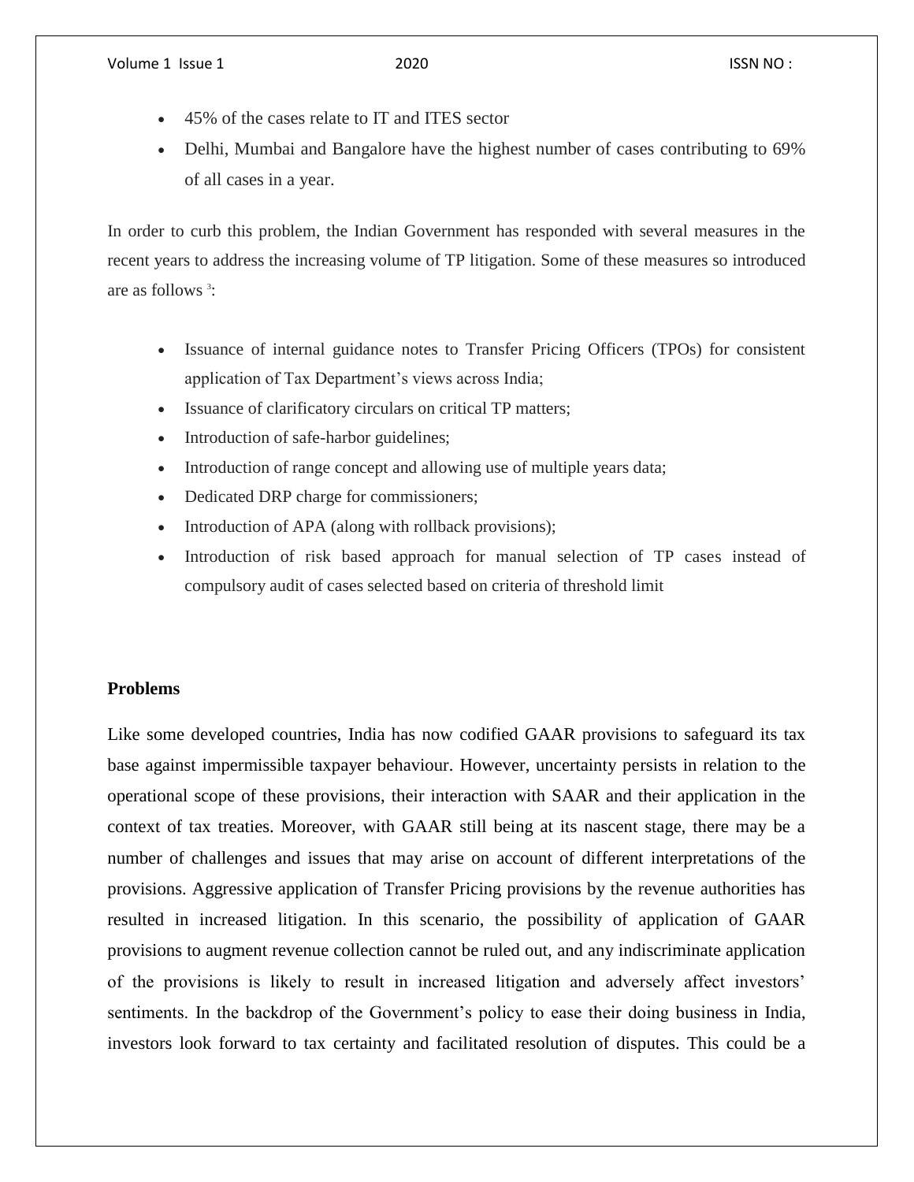- 45% of the cases relate to IT and ITES sector
- Delhi, Mumbai and Bangalore have the highest number of cases contributing to 69% of all cases in a year.

In order to curb this problem, the Indian Government has responded with several measures in the recent years to address the increasing volume of TP litigation. Some of these measures so introduced are as follows [3]:

- Issuance of internal guidance notes to Transfer Pricing Officers (TPOs) for consistent application of Tax Department's views across India;
- Issuance of clarificatory circulars on critical TP matters;
- Introduction of safe-harbor guidelines;
- Introduction of range concept and allowing use of multiple years data;
- Dedicated DRP charge for commissioners;
- Introduction of APA (along with rollback provisions);
- Introduction of risk based approach for manual selection of TP cases instead of compulsory audit of cases selected based on criteria of threshold limit

**Problems**

Like some developed countries, India has now codified GAAR provisions to safeguard its tax base against impermissible taxpayer behaviour. However, uncertainty persists in relation to the operational scope of these provisions, their interaction with SAAR and their application in the context of tax treaties. Moreover, with GAAR still being at its nascent stage, there may be a number of challenges and issues that may arise on account of different interpretations of the provisions. Aggressive application of Transfer Pricing provisions by the revenue authorities has resulted in increased litigation. In this scenario, the possibility of application of GAAR provisions to augment revenue collection cannot be ruled out, and any indiscriminate application of the provisions is likely to result in increased litigation and adversely affect investors' sentiments. In the backdrop of the Government's policy to ease their doing business in India, investors look forward to tax certainty and facilitated resolution of disputes. This could be a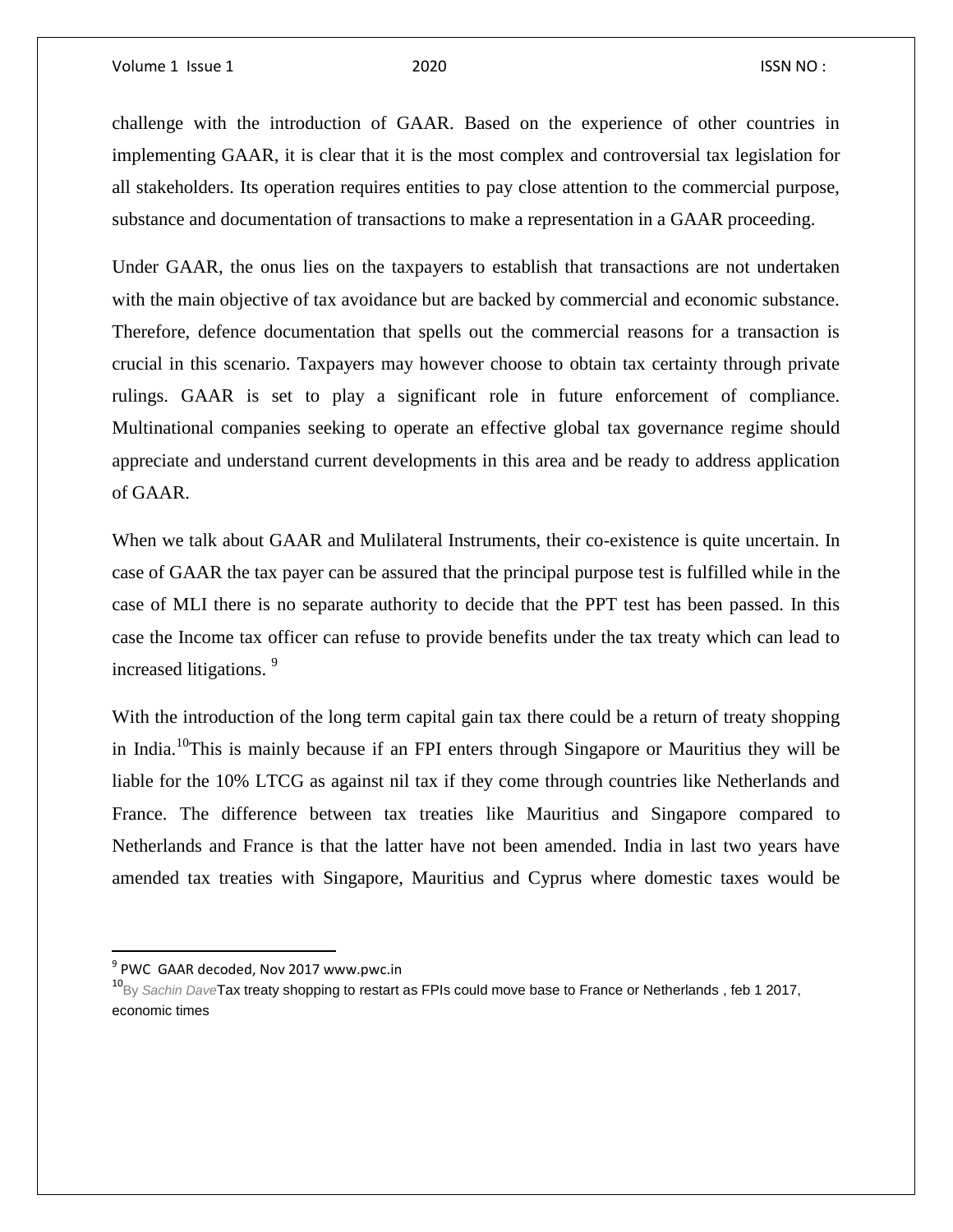challenge with the introduction of GAAR. Based on the experience of other countries in implementing GAAR, it is clear that it is the most complex and controversial tax legislation for all stakeholders. Its operation requires entities to pay close attention to the commercial purpose, substance and documentation of transactions to make a representation in a GAAR proceeding.

Under GAAR, the onus lies on the taxpayers to establish that transactions are not undertaken with the main objective of tax avoidance but are backed by commercial and economic substance. Therefore, defence documentation that spells out the commercial reasons for a transaction is crucial in this scenario. Taxpayers may however choose to obtain tax certainty through private rulings. GAAR is set to play a significant role in future enforcement of compliance. Multinational companies seeking to operate an effective global tax governance regime should appreciate and understand current developments in this area and be ready to address application of GAAR.

When we talk about GAAR and Mulilateral Instruments, their co-existence is quite uncertain. In case of GAAR the tax payer can be assured that the principal purpose test is fulfilled while in the case of MLI there is no separate authority to decide that the PPT test has been passed. In this case the Income tax officer can refuse to provide benefits under the tax treaty which can lead to increased litigations. [9]

With the introduction of the long term capital gain tax there could be a return of treaty shopping in India.[10]This is mainly because if an FPI enters through Singapore or Mauritius they will be liable for the 10% LTCG as against nil tax if they come through countries like Netherlands and France. The difference between tax treaties like Mauritius and Singapore compared to Netherlands and France is that the latter have not been amended. India in last two years have amended tax treaties with Singapore, Mauritius and Cyprus where domestic taxes would be

---

[9] PWC GAAR decoded, Nov 2017 www.pwc.in

[10] By *Sachin Dave* Tax treaty shopping to restart as FPIs could move base to France or Netherlands , feb 1 2017, economic times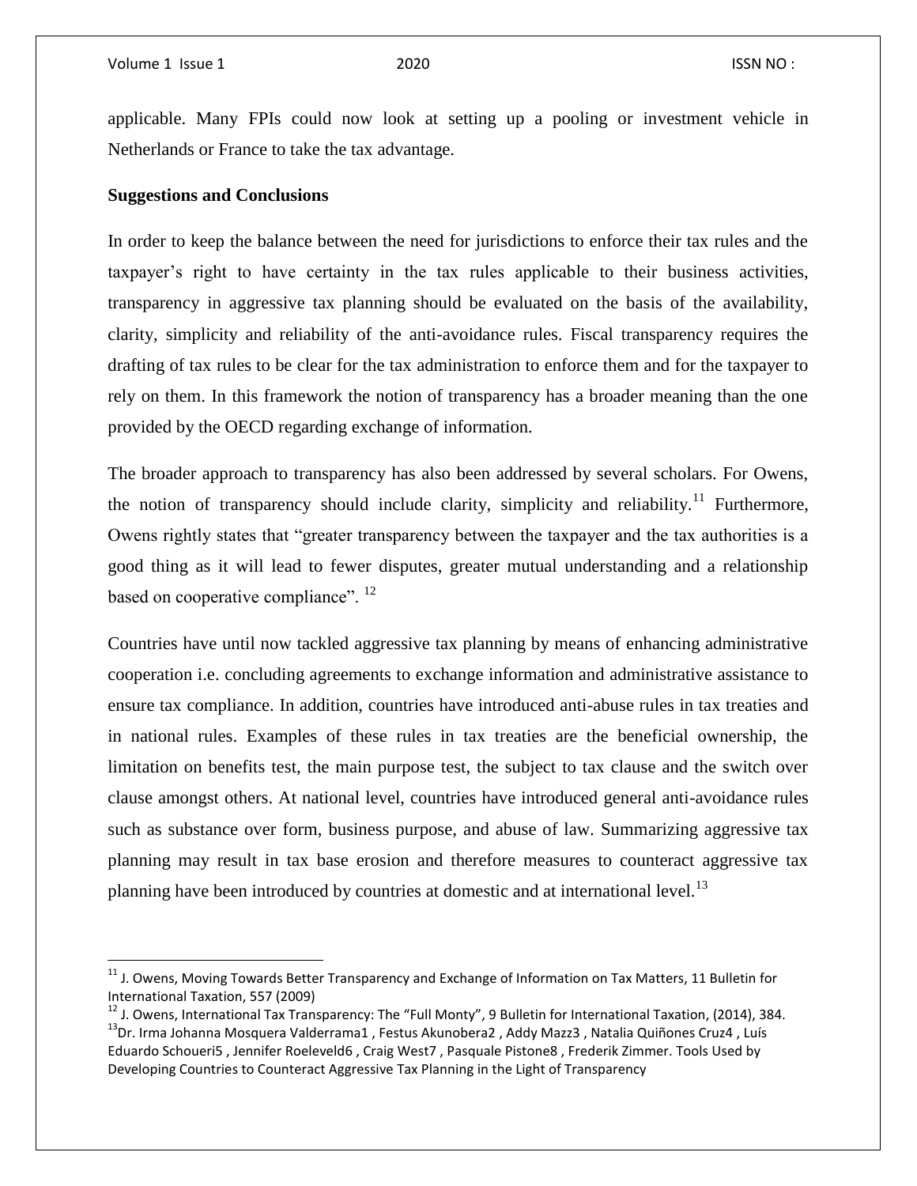applicable. Many FPIs could now look at setting up a pooling or investment vehicle in Netherlands or France to take the tax advantage.

**Suggestions and Conclusions**

In order to keep the balance between the need for jurisdictions to enforce their tax rules and the taxpayer's right to have certainty in the tax rules applicable to their business activities, transparency in aggressive tax planning should be evaluated on the basis of the availability, clarity, simplicity and reliability of the anti-avoidance rules. Fiscal transparency requires the drafting of tax rules to be clear for the tax administration to enforce them and for the taxpayer to rely on them. In this framework the notion of transparency has a broader meaning than the one provided by the OECD regarding exchange of information.

The broader approach to transparency has also been addressed by several scholars. For Owens, the notion of transparency should include clarity, simplicity and reliability.[11] Furthermore, Owens rightly states that "greater transparency between the taxpayer and the tax authorities is a good thing as it will lead to fewer disputes, greater mutual understanding and a relationship based on cooperative compliance". [12]

Countries have until now tackled aggressive tax planning by means of enhancing administrative cooperation i.e. concluding agreements to exchange information and administrative assistance to ensure tax compliance. In addition, countries have introduced anti-abuse rules in tax treaties and in national rules. Examples of these rules in tax treaties are the beneficial ownership, the limitation on benefits test, the main purpose test, the subject to tax clause and the switch over clause amongst others. At national level, countries have introduced general anti-avoidance rules such as substance over form, business purpose, and abuse of law. Summarizing aggressive tax planning may result in tax base erosion and therefore measures to counteract aggressive tax planning have been introduced by countries at domestic and at international level.[13]

---

[11] J. Owens, Moving Towards Better Transparency and Exchange of Information on Tax Matters, 11 Bulletin for International Taxation, 557 (2009)

[12] J. Owens, International Tax Transparency: The "Full Monty", 9 Bulletin for International Taxation, (2014), 384.

[13] Dr. Irma Johanna Mosquera Valderrama1 , Festus Akunobera2 , Addy Mazz3 , Natalia Quiñones Cruz4 , Luís Eduardo Schoueri5 , Jennifer Roeleveld6 , Craig West7 , Pasquale Pistone8 , Frederik Zimmer. Tools Used by Developing Countries to Counteract Aggressive Tax Planning in the Light of Transparency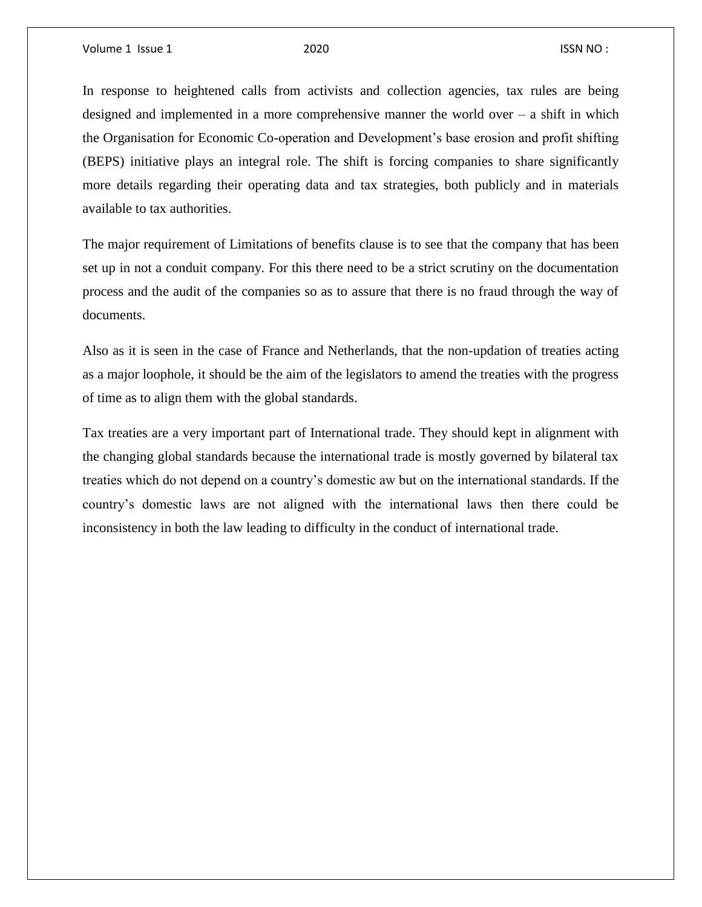In response to heightened calls from activists and collection agencies, tax rules are being designed and implemented in a more comprehensive manner the world over – a shift in which the Organisation for Economic Co-operation and Development's base erosion and profit shifting (BEPS) initiative plays an integral role. The shift is forcing companies to share significantly more details regarding their operating data and tax strategies, both publicly and in materials available to tax authorities.

The major requirement of Limitations of benefits clause is to see that the company that has been set up in not a conduit company. For this there need to be a strict scrutiny on the documentation process and the audit of the companies so as to assure that there is no fraud through the way of documents.

Also as it is seen in the case of France and Netherlands, that the non-updation of treaties acting as a major loophole, it should be the aim of the legislators to amend the treaties with the progress of time as to align them with the global standards.

Tax treaties are a very important part of International trade. They should kept in alignment with the changing global standards because the international trade is mostly governed by bilateral tax treaties which do not depend on a country's domestic aw but on the international standards. If the country's domestic laws are not aligned with the international laws then there could be inconsistency in both the law leading to difficulty in the conduct of international trade.